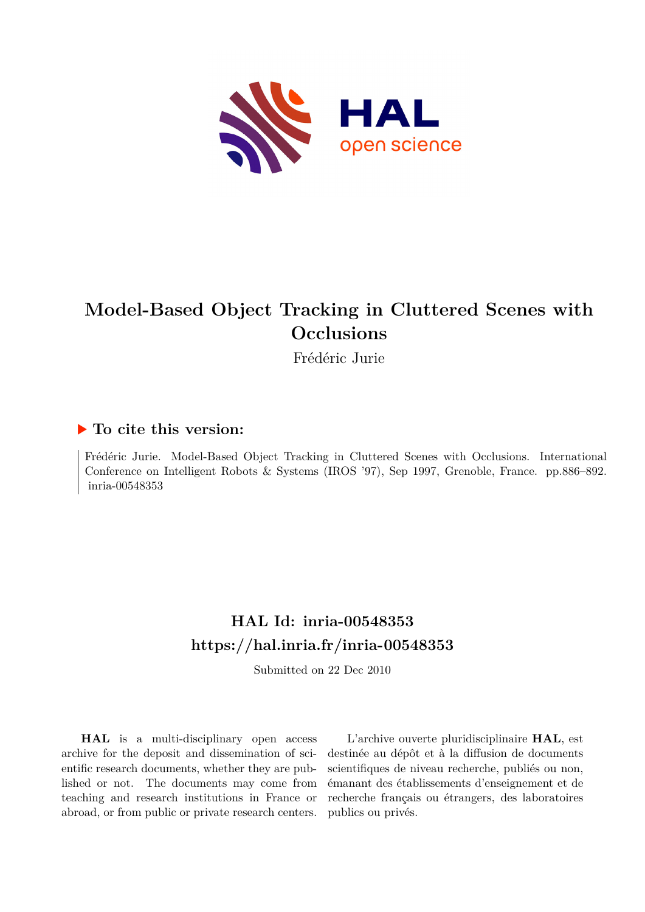# Model-Based Object Tracking in Cluttered Scenes with Occlusions

Frédéric Jurie

## ▶ To cite this version:

Frédéric Jurie. Model-Based Object Tracking in Cluttered Scenes with Occlusions. International Conference on Intelligent Robots & Systems (IROS '97), Sep 1997, Grenoble, France. pp.886–892. inria-00548353

## HAL Id: inria-00548353
## https://hal.inria.fr/inria-00548353

Submitted on 22 Dec 2010

**HAL** is a multi-disciplinary open access archive for the deposit and dissemination of scientific research documents, whether they are published or not. The documents may come from teaching and research institutions in France or abroad, or from public or private research centers.

L'archive ouverte pluridisciplinaire **HAL**, est destinée au dépôt et à la diffusion de documents scientifiques de niveau recherche, publiés ou non, émanant des établissements d'enseignement et de recherche français ou étrangers, des laboratoires publics ou privés.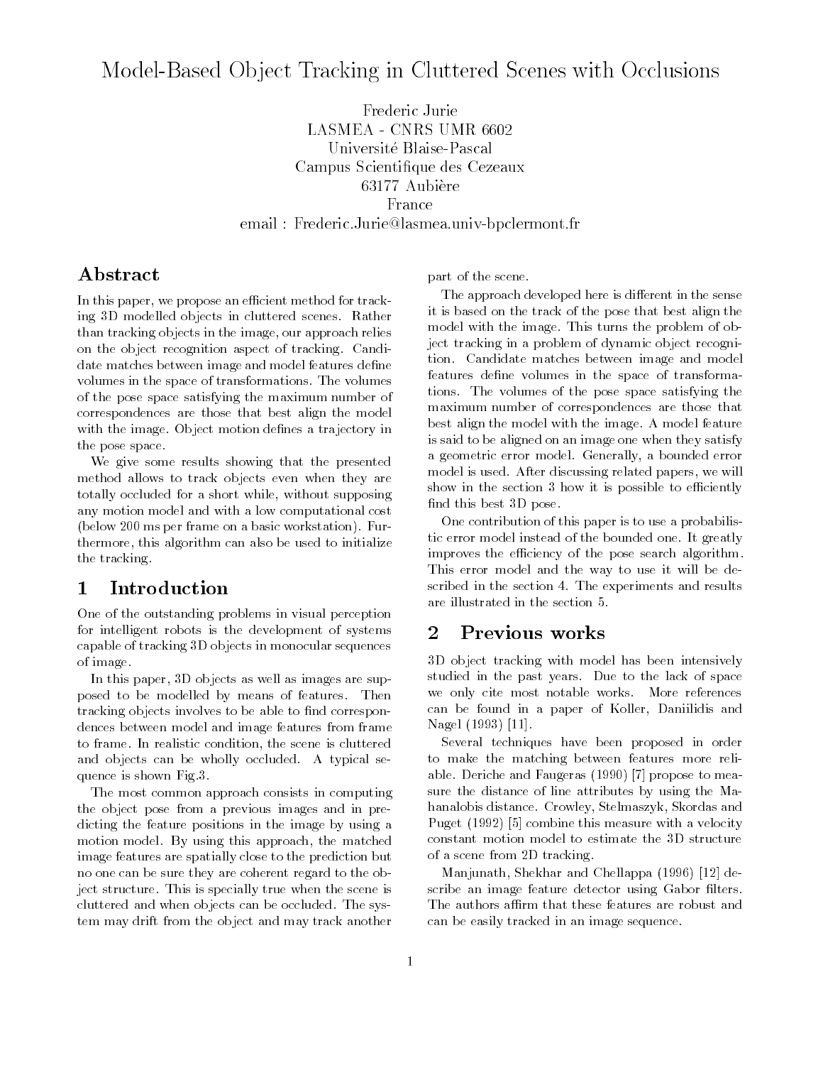# Model-Based Object Tracking in Cluttered Scenes with Occlusions

Frederic Jurie  
LASMEA - CNRS UMR 6602  
Université Blaise-Pascal  
Campus Scientifique des Cezeaux  
63177 Aubière  
France  
email : Frederic.Jurie@lasmea.univ-bpclermont.fr

## Abstract

In this paper, we propose an efficient method for tracking 3D modelled objects in cluttered scenes. Rather than tracking objects in the image, our approach relies on the object recognition aspect of tracking. Candidate matches between image and model features define volumes in the space of transformations. The volumes of the pose space satisfying the maximum number of correspondences are those that best align the model with the image. Object motion defines a trajectory in the pose space.

We give some results showing that the presented method allows to track objects even when they are totally occluded for a short while, without supposing any motion model and with a low computational cost (below 200 ms per frame on a basic workstation). Furthermore, this algorithm can also be used to initialize the tracking.

## 1 Introduction

One of the outstanding problems in visual perception for intelligent robots is the development of systems capable of tracking 3D objects in monocular sequences of image.

In this paper, 3D objects as well as images are supposed to be modelled by means of features. Then tracking objects involves to be able to find correspondences between model and image features from frame to frame. In realistic condition, the scene is cluttered and objects can be wholly occluded. A typical sequence is shown Fig.3.

The most common approach consists in computing the object pose from a previous images and in predicting the feature positions in the image by using a motion model. By using this approach, the matched image features are spatially close to the prediction but no one can be sure they are coherent regard to the object structure. This is specially true when the scene is cluttered and when objects can be occluded. The system may drift from the object and may track another part of the scene.

The approach developed here is different in the sense it is based on the track of the pose that best align the model with the image. This turns the problem of object tracking in a problem of dynamic object recognition. Candidate matches between image and model features define volumes in the space of transformations. The volumes of the pose space satisfying the maximum number of correspondences are those that best align the model with the image. A model feature is said to be aligned on an image one when they satisfy a geometric error model. Generally, a bounded error model is used. After discussing related papers, we will show in the section 3 how it is possible to efficiently find this best 3D pose.

One contribution of this paper is to use a probabilistic error model instead of the bounded one. It greatly improves the efficiency of the pose search algorithm. This error model and the way to use it will be described in the section 4. The experiments and results are illustrated in the section 5.

## 2 Previous works

3D object tracking with model has been intensively studied in the past years. Due to the lack of space we only cite most notable works. More references can be found in a paper of Koller, Daniilidis and Nagel (1993) [11].

Several techniques have been proposed in order to make the matching between features more reliable. Deriche and Faugeras (1990) [7] propose to measure the distance of line attributes by using the Mahanalobis distance. Crowley, Stelmaszyk, Skordas and Puget (1992) [5] combine this measure with a velocity constant motion model to estimate the 3D structure of a scene from 2D tracking.

Manjunath, Shekhar and Chellappa (1996) [12] describe an image feature detector using Gabor filters. The authors affirm that these features are robust and can be easily tracked in an image sequence.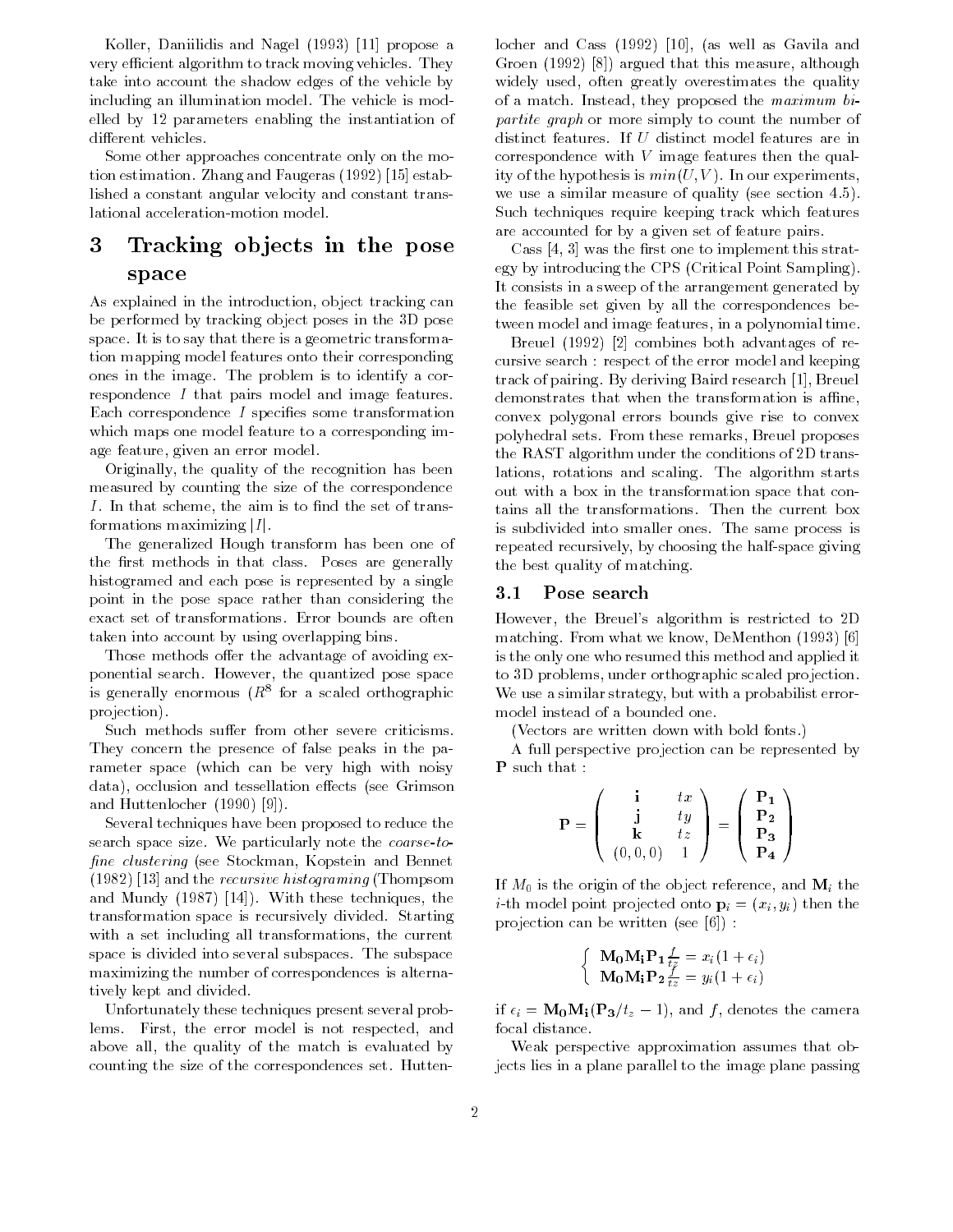Koller, Daniilidis and Nagel (1993) [11] propose a very efficient algorithm to track moving vehicles. They take into account the shadow edges of the vehicle by including an illumination model. The vehicle is modelled by 12 parameters enabling the instantiation of different vehicles.

Some other approaches concentrate only on the motion estimation. Zhang and Faugeras (1992) [15] established a constant angular velocity and constant translational acceleration-motion model.

# 3 Tracking objects in the pose space

As explained in the introduction, object tracking can be performed by tracking object poses in the 3D pose space. It is to say that there is a geometric transformation mapping model features onto their corresponding ones in the image. The problem is to identify a correspondence $I$ that pairs model and image features. Each correspondence $I$ specifies some transformation which maps one model feature to a corresponding image feature, given an error model.

Originally, the quality of the recognition has been measured by counting the size of the correspondence $I$. In that scheme, the aim is to find the set of transformations maximizing $|I|$.

The generalized Hough transform has been one of the first methods in that class. Poses are generally histogramed and each pose is represented by a single point in the pose space rather than considering the exact set of transformations. Error bounds are often taken into account by using overlapping bins.

Those methods offer the advantage of avoiding exponential search. However, the quantized pose space is generally enormous ($R^8$ for a scaled orthographic projection).

Such methods suffer from other severe criticisms. They concern the presence of false peaks in the parameter space (which can be very high with noisy data), occlusion and tessellation effects (see Grimson and Huttenlocher (1990) [9]).

Several techniques have been proposed to reduce the search space size. We particularly note the *coarse-to-fine clustering* (see Stockman, Kopstein and Bennet (1982) [13] and the *recursive histograming* (Thompsom and Mundy (1987) [14]). With these techniques, the transformation space is recursively divided. Starting with a set including all transformations, the current space is divided into several subspaces. The subspace maximizing the number of correspondences is alternatively kept and divided.

Unfortunately these techniques present several problems. First, the error model is not respected, and above all, the quality of the match is evaluated by counting the size of the correspondences set. Huttenlocher and Cass (1992) [10], (as well as Gavila and Groen (1992) [8]) argued that this measure, although widely used, often greatly overestimates the quality of a match. Instead, they proposed the *maximum bipartite graph* or more simply to count the number of distinct features. If $U$ distinct model features are in correspondence with $V$ image features then the quality of the hypothesis is $min(U, V)$. In our experiments, we use a similar measure of quality (see section 4.5). Such techniques require keeping track which features are accounted for by a given set of feature pairs.

Cass [4, 3] was the first one to implement this strategy by introducing the CPS (Critical Point Sampling). It consists in a sweep of the arrangement generated by the feasible set given by all the correspondences between model and image features, in a polynomial time.

Breuel (1992) [2] combines both advantages of recursive search : respect of the error model and keeping track of pairing. By deriving Baird research [1], Breuel demonstrates that when the transformation is affine, convex polygonal errors bounds give rise to convex polyhedral sets. From these remarks, Breuel proposes the RAST algorithm under the conditions of 2D translations, rotations and scaling. The algorithm starts out with a box in the transformation space that contains all the transformations. Then the current box is subdivided into smaller ones. The same process is repeated recursively, by choosing the half-space giving the best quality of matching.

## 3.1 Pose search

However, the Breuel's algorithm is restricted to 2D matching. From what we know, DeMenthon (1993) [6] is the only one who resumed this method and applied it to 3D problems, under orthographic scaled projection. We use a similar strategy, but with a probabilist error-model instead of a bounded one.

(Vectors are written down with bold fonts.)

A full perspective projection can be represented by $\mathbf{P}$ such that :

$$\mathbf{P} = \begin{pmatrix} \mathbf{i} & tx \\ \mathbf{j} & ty \\ \mathbf{k} & tz \\ (0,0,0) & 1 \end{pmatrix} = \begin{pmatrix} \mathbf{P_1} \\ \mathbf{P_2} \\ \mathbf{P_3} \\ \mathbf{P_4} \end{pmatrix}$$

If $M_0$ is the origin of the object reference, and $\mathbf{M}_i$ the $i$-th model point projected onto $\mathbf{p}_i = (x_i, y_i)$ then the projection can be written (see [6]) :

$$\begin{cases} \mathbf{M_0 M_i P_1} \frac{f}{tz} = x_i(1+\epsilon_i) \\ \mathbf{M_0 M_i P_2} \frac{f}{tz} = y_i(1+\epsilon_i) \end{cases}$$

if $\epsilon_i = \mathbf{M_0 M_i}(\mathbf{P_3}/t_z - 1)$, and $f$, denotes the camera focal distance.

Weak perspective approximation assumes that objects lies in a plane parallel to the image plane passing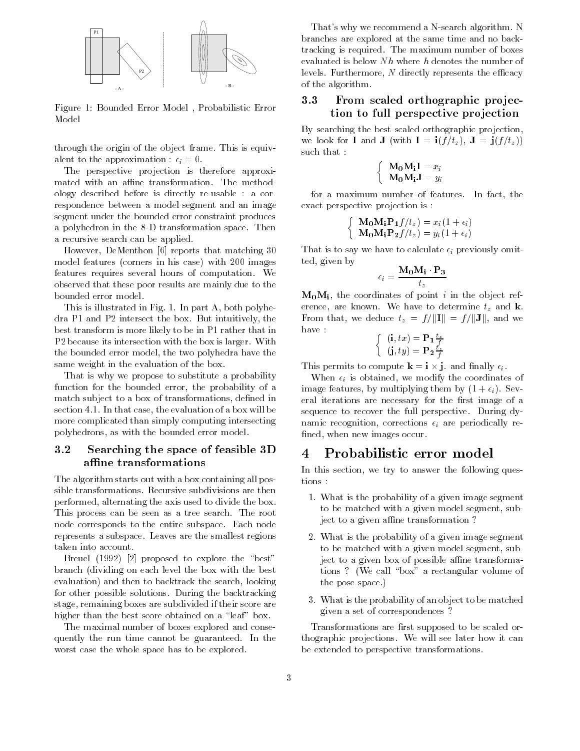Figure 1: Bounded Error Model , Probabilistic Error Model

through the origin of the object frame. This is equivalent to the approximation : $\epsilon_i = 0$.

The perspective projection is therefore approximated with an affine transformation. The methodology described before is directly re-usable : a correspondence between a model segment and an image segment under the bounded error constraint produces a polyhedron in the 8-D transformation space. Then a recursive search can be applied.

However, DeMenthon [6] reports that matching 30 model features (corners in his case) with 200 images features requires several hours of computation. We observed that these poor results are mainly due to the bounded error model.

This is illustrated in Fig. 1. In part A, both polyhedra P1 and P2 intersect the box. But intuitively, the best transform is more likely to be in P1 rather that in P2 because its intersection with the box is larger. With the bounded error model, the two polyhedra have the same weight in the evaluation of the box.

That is why we propose to substitute a probability function for the bounded error, the probability of a match subject to a box of transformations, defined in section 4.1. In that case, the evaluation of a box will be more complicated than simply computing intersecting polyhedrons, as with the bounded error model.

### 3.2 Searching the space of feasible 3D affine transformations

The algorithm starts out with a box containing all possible transformations. Recursive subdivisions are then performed, alternating the axis used to divide the box. This process can be seen as a tree search. The root node corresponds to the entire subspace. Each node represents a subspace. Leaves are the smallest regions taken into account.

Breuel (1992) [2] proposed to explore the "best" branch (dividing on each level the box with the best evaluation) and then to backtrack the search, looking for other possible solutions. During the backtracking stage, remaining boxes are subdivided if their score are higher than the best score obtained on a "leaf" box.

The maximal number of boxes explored and consequently the run time cannot be guaranteed. In the worst case the whole space has to be explored.

That's why we recommend a N-search algorithm. N branches are explored at the same time and no backtracking is required. The maximum number of boxes evaluated is below $Nh$ where $h$ denotes the number of levels. Furthermore, $N$ directly represents the efficacy of the algorithm.

### 3.3 From scaled orthographic projection to full perspective projection

By searching the best scaled orthographic projection, we look for $\mathbf{I}$ and $\mathbf{J}$ (with $\mathbf{I} = \mathbf{i}(f/t_z)$, $\mathbf{J} = \mathbf{j}(f/t_z)$) such that :

$$\begin{cases} \mathbf{M_0M_i I} = x_i \\ \mathbf{M_0M_i J} = y_i \end{cases}$$

for a maximum number of features. In fact, the exact perspective projection is :

$$\begin{cases} \mathbf{M_0M_i P_1} f/t_z) = x_i(1+\epsilon_i) \\ \mathbf{M_0M_i P_2} f/t_z) = y_i(1+\epsilon_i) \end{cases}$$

That is to say we have to calculate $\epsilon_i$ previously omitted, given by

$$\epsilon_i = \frac{\mathbf{M_0M_i} \cdot \mathbf{P_3}}{t_z}$$

$\mathbf{M_0M_i}$, the coordinates of point $i$ in the object reference, are known. We have to determine $t_z$ and $\mathbf{k}$. From that, we deduce $t_z = f/\|\mathbf{I}\| = f/\|\mathbf{J}\|$, and we have :

$$\begin{cases} (\mathbf{i}, tx) = \mathbf{P_1}\frac{t_z}{f} \\ (\mathbf{j}, ty) = \mathbf{P_2}\frac{t_z}{f} \end{cases}$$

This permits to compute $\mathbf{k} = \mathbf{i} \times \mathbf{j}$. and finally $\epsilon_i$.

When $\epsilon_i$ is obtained, we modify the coordinates of image features, by multiplying them by $(1+\epsilon_i)$. Several iterations are necessary for the first image of a sequence to recover the full perspective. During dynamic recognition, corrections $\epsilon_i$ are periodically refined, when new images occur.

## 4 Probabilistic error model

In this section, we try to answer the following questions :

1. What is the probability of a given image segment to be matched with a given model segment, subject to a given affine transformation ?
2. What is the probability of a given image segment to be matched with a given model segment, subject to a given box of possible affine transformations ? (We call "box" a rectangular volume of the pose space.)
3. What is the probability of an object to be matched given a set of correspondences ?

Transformations are first supposed to be scaled orthographic projections. We will see later how it can be extended to perspective transformations.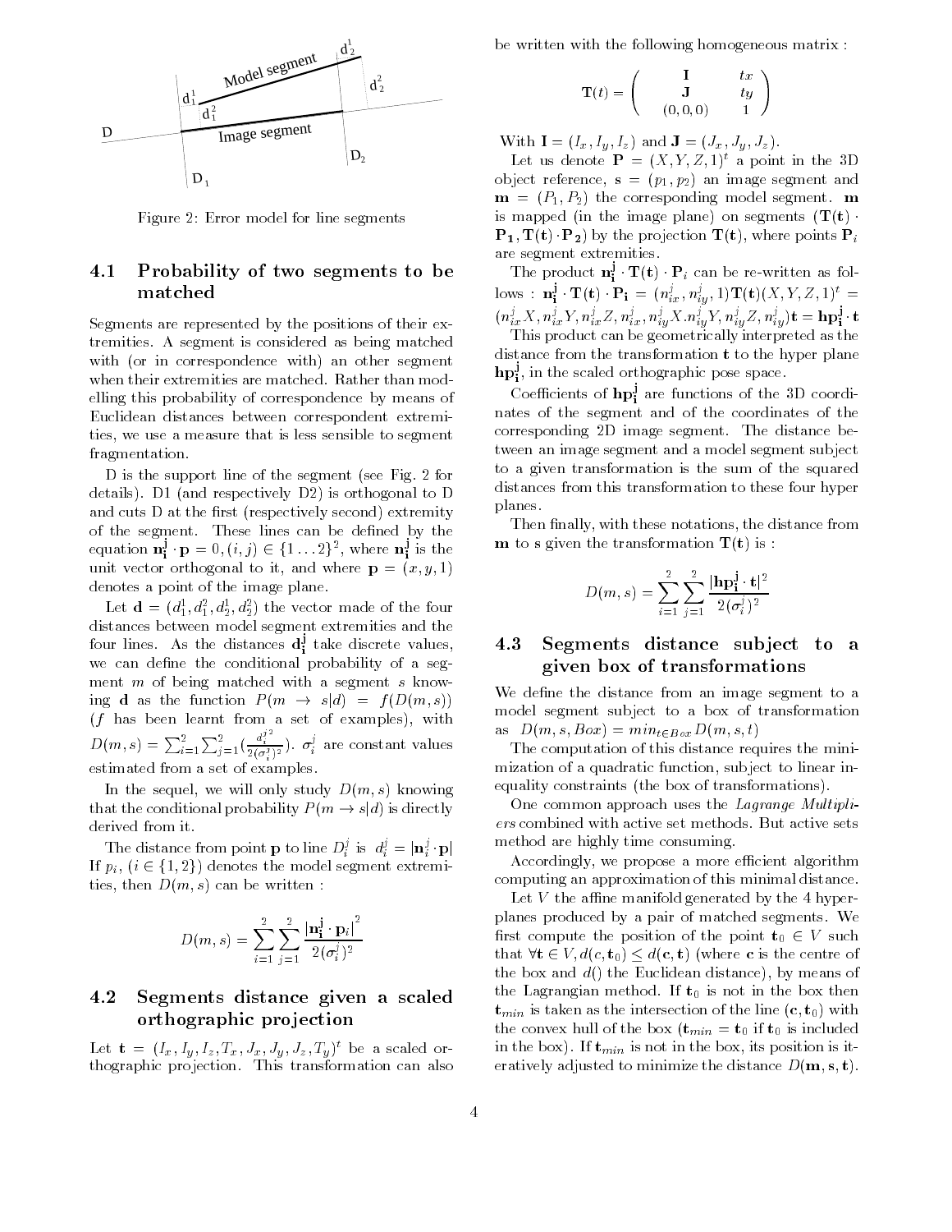Figure 2: Error model for line segments

### 4.1 Probability of two segments to be matched

Segments are represented by the positions of their extremities. A segment is considered as being matched with (or in correspondence with) an other segment when their extremities are matched. Rather than modelling this probability of correspondence by means of Euclidean distances between correspondent extremities, we use a measure that is less sensible to segment fragmentation.

D is the support line of the segment (see Fig. 2 for details). D1 (and respectively D2) is orthogonal to D and cuts D at the first (respectively second) extremity of the segment. These lines can be defined by the equation $\mathbf{n_i^j} \cdot \mathbf{p} = 0, (i,j) \in \{1 \ldots 2\}^2$, where $\mathbf{n_i^j}$ is the unit vector orthogonal to it, and where $\mathbf{p} = (x, y, 1)$ denotes a point of the image plane.

Let $\mathbf{d} = (d_1^1, d_1^2, d_2^1, d_2^2)$ the vector made of the four distances between model segment extremities and the four lines. As the distances $\mathbf{d_i^j}$ take discrete values, we can define the conditional probability of a segment $m$ of being matched with a segment $s$ knowing $\mathbf{d}$ as the function $P(m \to s|d) = f(D(m,s))$ ($f$ has been learnt from a set of examples), with $D(m,s) = \sum_{i=1}^{2}\sum_{j=1}^{2}(\frac{{d_i^j}^2}{2(\sigma_i^j)^2})$. $\sigma_i^j$ are constant values estimated from a set of examples.

In the sequel, we will only study $D(m,s)$ knowing that the conditional probability $P(m \to s|d)$ is directly derived from it.

The distance from point $\mathbf{p}$ to line $D_i^j$ is $d_i^j = |\mathbf{n}_i^j \cdot \mathbf{p}|$ If $p_i$, $(i \in \{1,2\})$ denotes the model segment extremities, then $D(m,s)$ can be written :

$$D(m,s) = \sum_{i=1}^{2}\sum_{j=1}^{2}\frac{|\mathbf{n_i^j} \cdot \mathbf{p}_i|^2}{2(\sigma_i^j)^2}$$

### 4.2 Segments distance given a scaled orthographic projection

Let $\mathbf{t} = (I_x, I_y, I_z, T_x, J_x, J_y, J_z, T_y)^t$ be a scaled orthographic projection. This transformation can also be written with the following homogeneous matrix :

$$\mathbf{T}(t) = \begin{pmatrix} \mathbf{I} & tx \\ \mathbf{J} & ty \\ (0,0,0) & 1 \end{pmatrix}$$

With $\mathbf{I} = (I_x, I_y, I_z)$ and $\mathbf{J} = (J_x, J_y, J_z)$.

Let us denote $\mathbf{P} = (X, Y, Z, 1)^t$ a point in the 3D object reference, $\mathbf{s} = (p_1, p_2)$ an image segment and $\mathbf{m} = (P_1, P_2)$ the corresponding model segment. $\mathbf{m}$ is mapped (in the image plane) on segments $(\mathbf{T(t)} \cdot \mathbf{P_1}, \mathbf{T(t)} \cdot \mathbf{P_2})$ by the projection $\mathbf{T(t)}$, where points $\mathbf{P}_i$ are segment extremities.

The product $\mathbf{n_i^j} \cdot \mathbf{T(t)} \cdot \mathbf{P}_i$ can be re-written as follows : $\mathbf{n_i^j} \cdot \mathbf{T(t)} \cdot \mathbf{P_i} = (n_{ix}^j, n_{iy}^j, 1)\mathbf{T(t)}(X, Y, Z, 1)^t = (n_{ix}^j X, n_{ix}^j Y, n_{ix}^j Z, n_{ix}^j, n_{iy}^j X . n_{iy}^j Y, n_{iy}^j Z, n_{iy}^j)\mathbf{t} = \mathbf{hp_i^j} \cdot \mathbf{t}$

This product can be geometrically interpreted as the distance from the transformation $\mathbf{t}$ to the hyper plane $\mathbf{hp_i^j}$, in the scaled orthographic pose space.

Coefficients of $\mathbf{hp_i^j}$ are functions of the 3D coordinates of the segment and of the coordinates of the corresponding 2D image segment. The distance between an image segment and a model segment subject to a given transformation is the sum of the squared distances from this transformation to these four hyper planes.

Then finally, with these notations, the distance from $\mathbf{m}$ to s given the transformation $\mathbf{T(t)}$ is :

$$D(m,s) = \sum_{i=1}^{2}\sum_{j=1}^{2}\frac{|\mathbf{hp_i^j} \cdot \mathbf{t}|^2}{2(\sigma_i^j)^2}$$

### 4.3 Segments distance subject to a given box of transformations

We define the distance from an image segment to a model segment subject to a box of transformation as $D(m, s, Box) = min_{t \in Box} D(m, s, t)$

The computation of this distance requires the minimization of a quadratic function, subject to linear inequality constraints (the box of transformations).

One common approach uses the *Lagrange Multipliers* combined with active set methods. But active sets method are highly time consuming.

Accordingly, we propose a more efficient algorithm computing an approximation of this minimal distance.

Let $V$ the affine manifold generated by the 4 hyperplanes produced by a pair of matched segments. We first compute the position of the point $\mathbf{t}_0 \in V$ such that $\forall \mathbf{t} \in V, d(c, \mathbf{t}_0) \leq d(\mathbf{c}, \mathbf{t})$ (where $\mathbf{c}$ is the centre of the box and $d()$ the Euclidean distance), by means of the Lagrangian method. If $\mathbf{t}_0$ is not in the box then $\mathbf{t}_{min}$ is taken as the intersection of the line $(\mathbf{c}, \mathbf{t}_0)$ with the convex hull of the box ($\mathbf{t}_{min} = \mathbf{t}_0$ if $\mathbf{t}_0$ is included in the box). If $\mathbf{t}_{min}$ is not in the box, its position is iteratively adjusted to minimize the distance $D(\mathbf{m}, \mathbf{s}, \mathbf{t})$.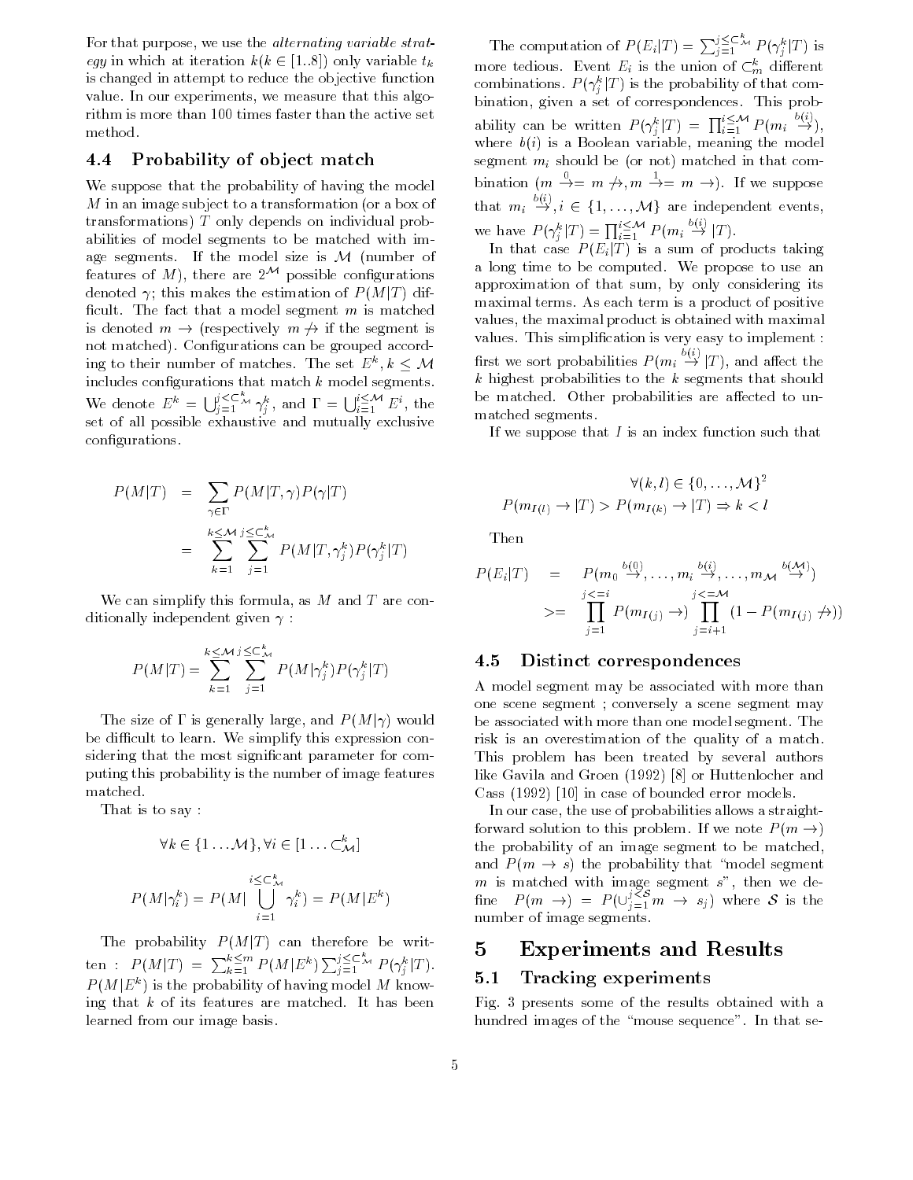For that purpose, we use the *alternating variable strategy* in which at iteration $k (k \in [1..8])$ only variable $t_k$ is changed in attempt to reduce the objective function value. In our experiments, we measure that this algorithm is more than 100 times faster than the active set method.

### 4.4 Probability of object match

We suppose that the probability of having the model $M$ in an image subject to a transformation (or a box of transformations) $T$ only depends on individual probabilities of model segments to be matched with image segments. If the model size is $\mathcal{M}$ (number of features of $M$), there are $2^{\mathcal{M}}$ possible configurations denoted $\gamma$; this makes the estimation of $P(M|T)$ difficult. The fact that a model segment $m$ is matched is denoted $m \rightarrow$ (respectively $m \not\rightarrow$ if the segment is not matched). Configurations can be grouped according to their number of matches. The set $E^k, k \leq \mathcal{M}$ includes configurations that match $k$ model segments. We denote $E^k = \bigcup_{j=1}^{j \leq C^k_{\mathcal{M}}} \gamma^k_j$, and $\Gamma = \bigcup_{i=1}^{i \leq \mathcal{M}} E^i$, the set of all possible exhaustive and mutually exclusive configurations.

$$
\begin{aligned}
P(M|T) &= \sum_{\gamma \in \Gamma} P(M|T,\gamma) P(\gamma|T) \\
&= \sum_{k=1}^{k \leq \mathcal{M}} \sum_{j=1}^{j \leq C^k_{\mathcal{M}}} P(M|T,\gamma^k_j) P(\gamma^k_j|T)
\end{aligned}
$$

We can simplify this formula, as $M$ and $T$ are conditionally independent given $\gamma$ :

$$
P(M|T) = \sum_{k=1}^{k \leq \mathcal{M}} \sum_{j=1}^{j \leq C^k_{\mathcal{M}}} P(M|\gamma^k_j) P(\gamma^k_j|T)
$$

The size of $\Gamma$ is generally large, and $P(M|\gamma)$ would be difficult to learn. We simplify this expression considering that the most significant parameter for computing this probability is the number of image features matched.

That is to say :

$$
\forall k \in \{1 \ldots \mathcal{M}\}, \forall i \in [1 \ldots C^k_{\mathcal{M}}]
$$

$$
P(M|\gamma^k_i) = P(M|\bigcup_{i=1}^{i \leq C^k_{\mathcal{M}}} \gamma^k_i) = P(M|E^k)
$$

The probability $P(M|T)$ can therefore be written : $P(M|T) = \sum_{k=1}^{k \leq m} P(M|E^k) \sum_{j=1}^{j \leq C^k_{\mathcal{M}}} P(\gamma^k_j|T)$. $P(M|E^k)$ is the probability of having model $M$ knowing that $k$ of its features are matched. It has been learned from our image basis.

The computation of $P(E_i|T) = \sum_{j=1}^{j \leq C^k_{\mathcal{M}}} P(\gamma^k_j|T)$ is more tedious. Event $E_i$ is the union of $C^k_m$ different combinations. $P(\gamma^k_j|T)$ is the probability of that combination, given a set of correspondences. This probability can be written $P(\gamma^k_j|T) = \prod_{i=1}^{i \leq \mathcal{M}} P(m_i \stackrel{b(i)}{\rightarrow})$, where $b(i)$ is a Boolean variable, meaning the model segment $m_i$ should be (or not) matched in that combination ($m \stackrel{0}{\rightarrow} = m \not\rightarrow, m \stackrel{1}{\rightarrow} = m \rightarrow$). If we suppose that $m_i \stackrel{b(i)}{\rightarrow}, i \in \{1, \ldots, \mathcal{M}\}$ are independent events, we have $P(\gamma^k_j|T) = \prod_{i=1}^{i \leq \mathcal{M}} P(m_i \stackrel{b(i)}{\rightarrow} |T)$.

In that case $P(E_i|T)$ is a sum of products taking a long time to be computed. We propose to use an approximation of that sum, by only considering its maximal terms. As each term is a product of positive values, the maximal product is obtained with maximal values. This simplification is very easy to implement : first we sort probabilities $P(m_i \stackrel{b(i)}{\rightarrow} |T)$, and affect the $k$ highest probabilities to the $k$ segments that should be matched. Other probabilities are affected to unmatched segments.

If we suppose that $I$ is an index function such that

$$
\forall (k,l) \in \{0, \ldots, \mathcal{M}\}^2
$$

$$
P(m_{I(l)} \rightarrow |T) > P(m_{I(k)} \rightarrow |T) \Rightarrow k < l
$$

Then

$$
\begin{aligned}
P(E_i|T) &= P(m_0 \stackrel{b(0)}{\rightarrow}, \ldots, m_i \stackrel{b(i)}{\rightarrow}, \ldots, m_{\mathcal{M}} \stackrel{b(\mathcal{M})}{\rightarrow}) \\
&>= \prod_{j=1}^{j<=i} P(m_{I(j)} \rightarrow) \prod_{j=i+1}^{j<=\mathcal{M}} (1 - P(m_{I(j)} \not\rightarrow))
\end{aligned}
$$

### 4.5 Distinct correspondences

A model segment may be associated with more than one scene segment ; conversely a scene segment may be associated with more than one model segment. The risk is an overestimation of the quality of a match. This problem has been treated by several authors like Gavila and Groen (1992) [8] or Huttenlocher and Cass (1992) [10] in case of bounded error models.

In our case, the use of probabilities allows a straightforward solution to this problem. If we note $P(m \rightarrow)$ the probability of an image segment to be matched, and $P(m \rightarrow s)$ the probability that "model segment $m$ is matched with image segment $s$", then we define $P(m \rightarrow) = P(\cup_{j=1}^{j \leq \mathcal{S}} m \rightarrow s_j)$ where $\mathcal{S}$ is the number of image segments.

## 5 Experiments and Results

### 5.1 Tracking experiments

Fig. 3 presents some of the results obtained with a hundred images of the "mouse sequence". In that se-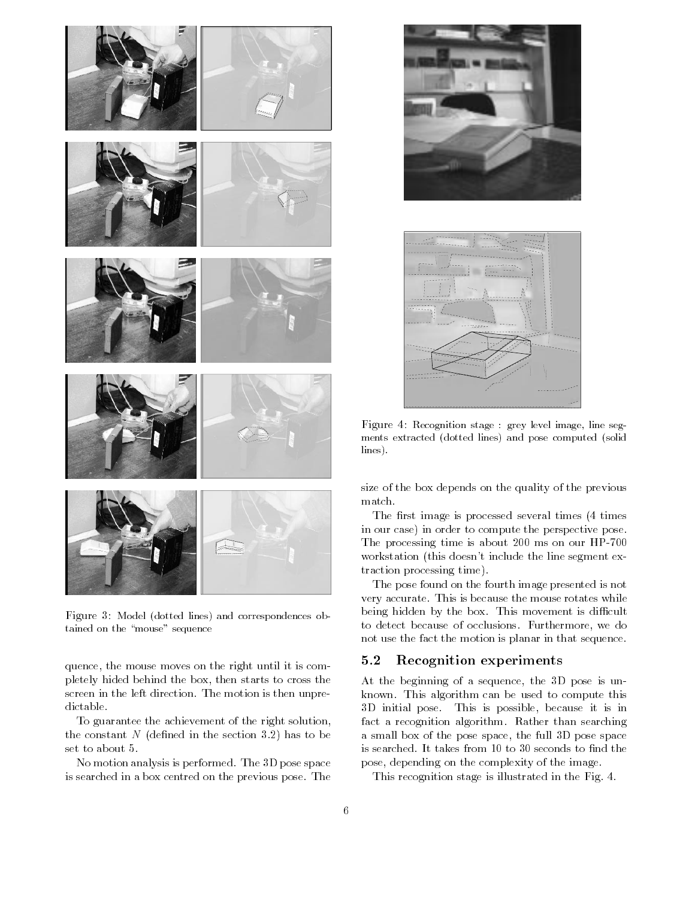Figure 3: Model (dotted lines) and correspondences obtained on the "mouse" sequence

quence, the mouse moves on the right until it is completely hided behind the box, then starts to cross the screen in the left direction. The motion is then unpredictable.

To guarantee the achievement of the right solution, the constant $N$ (defined in the section 3.2) has to be set to about 5.

No motion analysis is performed. The 3D pose space is searched in a box centred on the previous pose. The size of the box depends on the quality of the previous match.

Figure 4: Recognition stage : grey level image, line segments extracted (dotted lines) and pose computed (solid lines).

The first image is processed several times (4 times in our case) in order to compute the perspective pose. The processing time is about 200 ms on our HP-700 workstation (this doesn't include the line segment extraction processing time).

The pose found on the fourth image presented is not very accurate. This is because the mouse rotates while being hidden by the box. This movement is difficult to detect because of occlusions. Furthermore, we do not use the fact the motion is planar in that sequence.

## 5.2 Recognition experiments

At the beginning of a sequence, the 3D pose is unknown. This algorithm can be used to compute this 3D initial pose. This is possible, because it is in fact a recognition algorithm. Rather than searching a small box of the pose space, the full 3D pose space is searched. It takes from 10 to 30 seconds to find the pose, depending on the complexity of the image.

This recognition stage is illustrated in the Fig. 4.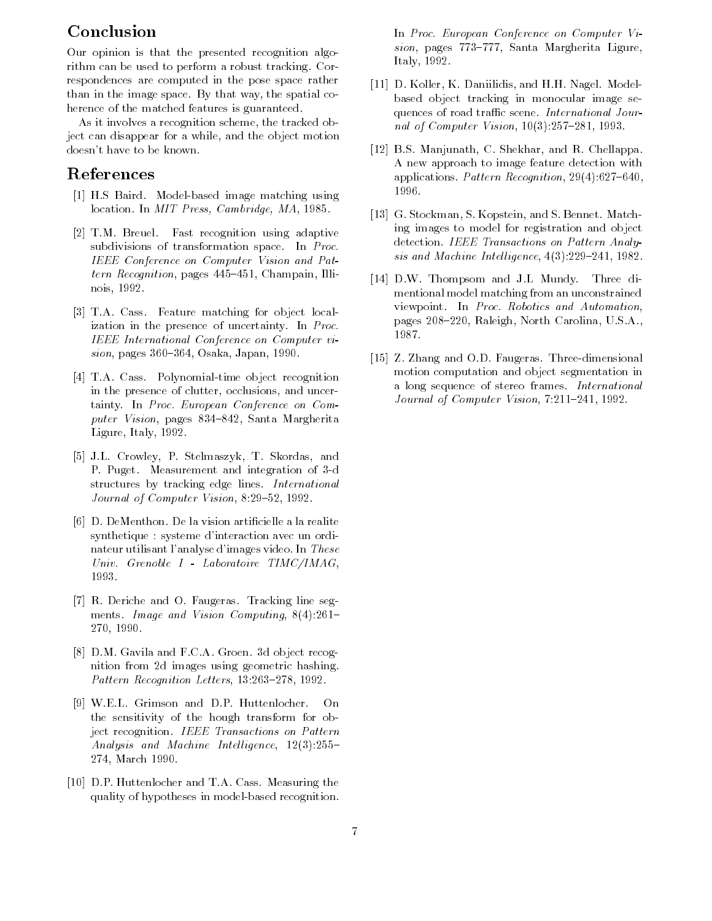## Conclusion

Our opinion is that the presented recognition algorithm can be used to perform a robust tracking. Correspondences are computed in the pose space rather than in the image space. By that way, the spatial coherence of the matched features is guaranteed.

As it involves a recognition scheme, the tracked object can disappear for a while, and the object motion doesn't have to be known.

## References

[1] H.S Baird. Model-based image matching using location. In *MIT Press, Cambridge, MA*, 1985.

[2] T.M. Breuel. Fast recognition using adaptive subdivisions of transformation space. In *Proc. IEEE Conference on Computer Vision and Pattern Recognition*, pages 445–451, Champain, Illinois, 1992.

[3] T.A. Cass. Feature matching for object localization in the presence of uncertainty. In *Proc. IEEE International Conference on Computer vision*, pages 360–364, Osaka, Japan, 1990.

[4] T.A. Cass. Polynomial-time object recognition in the presence of clutter, occlusions, and uncertainty. In *Proc. European Conference on Computer Vision*, pages 834–842, Santa Margherita Ligure, Italy, 1992.

[5] J.L. Crowley, P. Stelmaszyk, T. Skordas, and P. Puget. Measurement and integration of 3-d structures by tracking edge lines. *International Journal of Computer Vision*, 8:29–52, 1992.

[6] D. DeMenthon. De la vision artificielle a la realite synthetique : systeme d'interaction avec un ordinateur utilisant l'analyse d'images video. In *These Univ. Grenoble I - Laboratoire TIMC/IMAG*, 1993.

[7] R. Deriche and O. Faugeras. Tracking line segments. *Image and Vision Computing*, 8(4):261–270, 1990.

[8] D.M. Gavila and F.C.A. Groen. 3d object recognition from 2d images using geometric hashing. *Pattern Recognition Letters*, 13:263–278, 1992.

[9] W.E.L. Grimson and D.P. Huttenlocher. On the sensitivity of the hough transform for object recognition. *IEEE Transactions on Pattern Analysis and Machine Intelligence*, 12(3):255–274, March 1990.

[10] D.P. Huttenlocher and T.A. Cass. Measuring the quality of hypotheses in model-based recognition. In *Proc. European Conference on Computer Vision*, pages 773–777, Santa Margherita Ligure, Italy, 1992.

[11] D. Koller, K. Daniilidis, and H.H. Nagel. Model-based object tracking in monocular image sequences of road traffic scene. *International Journal of Computer Vision*, 10(3):257–281, 1993.

[12] B.S. Manjunath, C. Shekhar, and R. Chellappa. A new approach to image feature detection with applications. *Pattern Recognition*, 29(4):627–640, 1996.

[13] G. Stockman, S. Kopstein, and S. Bennet. Matching images to model for registration and object detection. *IEEE Transactions on Pattern Analysis and Machine Intelligence*, 4(3):229–241, 1982.

[14] D.W. Thompsom and J.L Mundy. Three dimentional model matching from an unconstrained viewpoint. In *Proc. Robotics and Automation*, pages 208–220, Raleigh, North Carolina, U.S.A., 1987.

[15] Z. Zhang and O.D. Faugeras. Three-dimensional motion computation and object segmentation in a long sequence of stereo frames. *International Journal of Computer Vision*, 7:211–241, 1992.